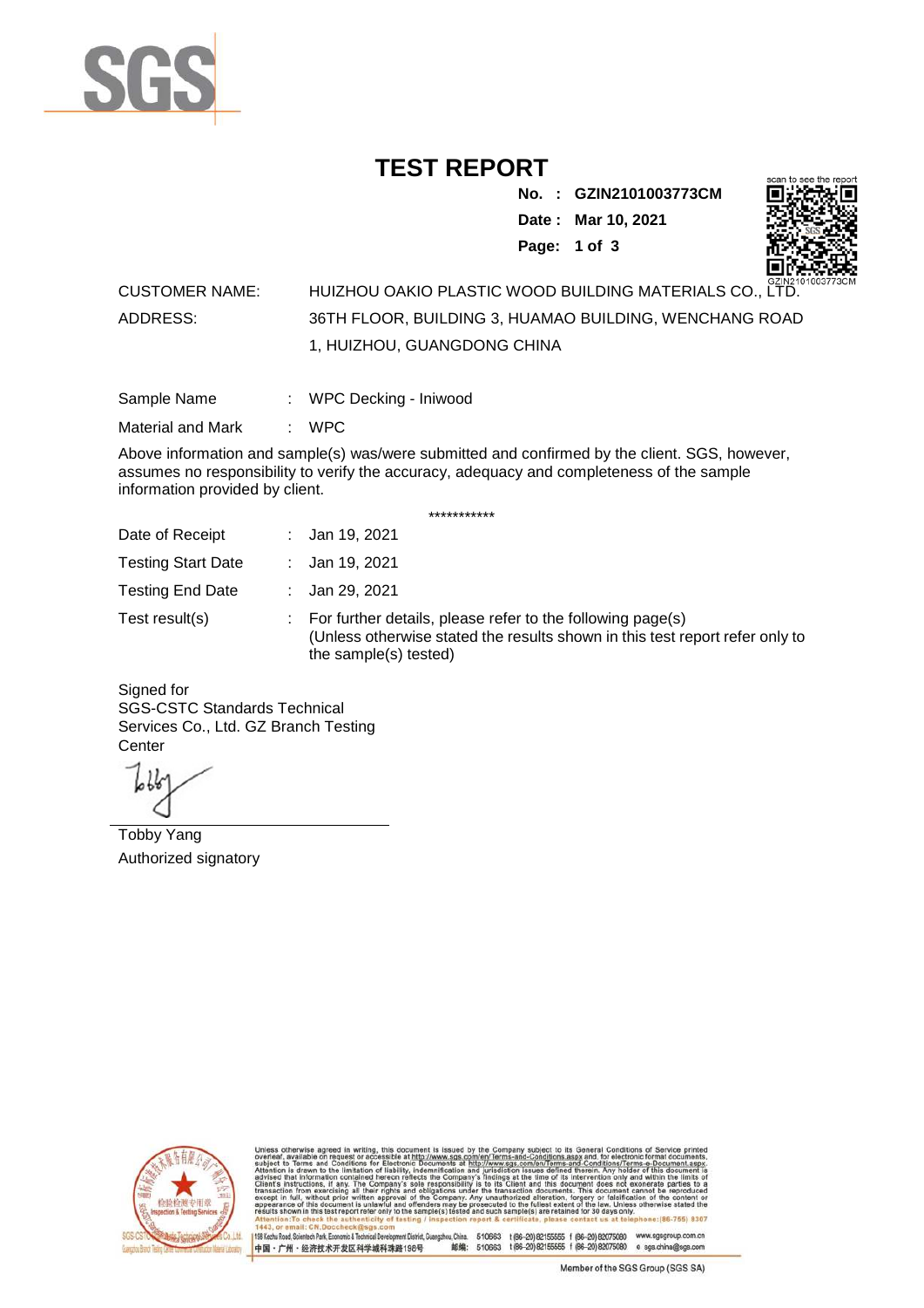# TEST REPORT

**No. : GZIN2101003773CM**
**Date : Mar 10, 2021**

scan to see the report

GZIN2101003773CM

CUSTOMER NAME: HUIZHOU OAKIO PLASTIC WOOD BUILDING MATERIALS CO., LTD.

ADDRESS: 36TH FLOOR, BUILDING 3, HUAMAO BUILDING, WENCHANG ROAD 1, HUIZHOU, GUANGDONG CHINA

Sample Name : WPC Decking - Iniwood

Material and Mark : WPC

Above information and sample(s) was/were submitted and confirmed by the client. SGS, however, assumes no responsibility to verify the accuracy, adequacy and completeness of the sample information provided by client.

***********

Date of Receipt : Jan 19, 2021

Testing Start Date : Jan 19, 2021

Testing End Date : Jan 29, 2021

Test result(s) : For further details, please refer to the following page(s)
(Unless otherwise stated the results shown in this test report refer only to the sample(s) tested)

Signed for
SGS-CSTC Standards Technical Services Co., Ltd. GZ Branch Testing Center

Tobby Yang
Authorized signatory

Unless otherwise agreed in writing, this document is issued by the Company subject to its General Conditions of Service printed overleaf, available on request or accessible at http://www.sgs.com/en/Terms-and-Conditions.aspx and, for electronic format documents, subject to Terms and Conditions for Electronic Documents at http://www.sgs.com/en/Terms-and-Conditions/Terms-e-Document.aspx. Attention is drawn to the limitation of liability, indemnification and jurisdiction issues defined therein. Any holder of this document is advised that information contained hereon reflects the Company's findings at the time of its intervention only and within the limits of Client's instructions, if any. The Company's sole responsibility is to its Client and this document does not exonerate parties to a transaction from exercising all their rights and obligations under the transaction documents. This document cannot be reproduced except in full, without prior written approval of the Company. Any unauthorized alteration, forgery or falsification of the content or appearance of this document is unlawful and offenders may be prosecuted to the fullest extent of the law. Unless otherwise stated the results shown in this test report refer only to the sample(s) tested and such sample(s) are retained for 30 days only.
Attention: To check the authenticity of testing / inspection report & certificate, please contact us at telephone: (86-755) 8307 1443, or email: CN.Doccheck@sgs.com

198 Kezhu Road, Scientech Park, Economic & Technical Development District, Guangzhou, China. 510663 t (86-20) 82155555 f (86-20) 82075080 www.sgsgroup.com.cn
中国・广州・经济技术开发区科学城科珠路198号 邮编: 510663 t (86-20) 82155555 f (86-20) 82075080 e sgs.china@sgs.com

Member of the SGS Group (SGS SA)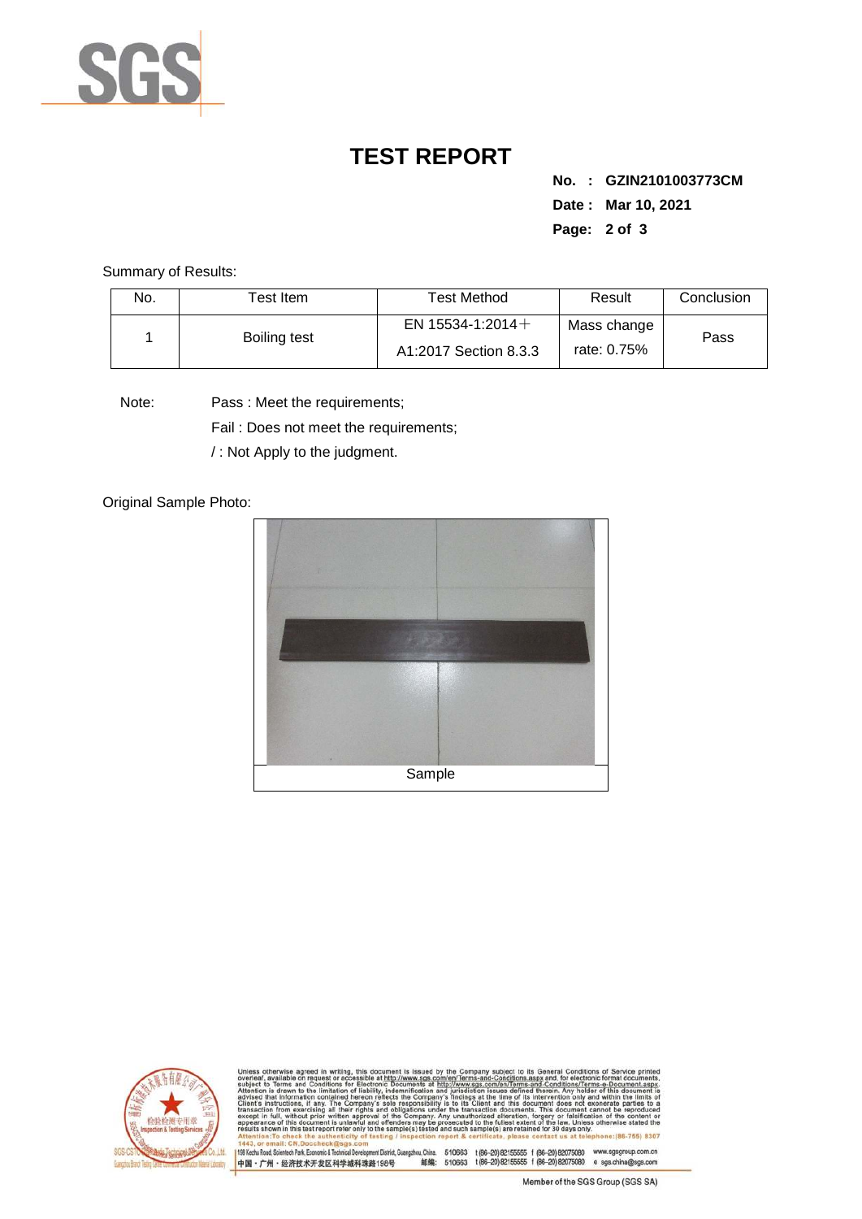# TEST REPORT

**No. : GZIN2101003773CM**

**Date : Mar 10, 2021**

Summary of Results:

| No. | Test Item | Test Method | Result | Conclusion |
|---|---|---|---|---|
| 1 | Boiling test | EN 15534-1:2014＋A1:2017 Section 8.3.3 | Mass change rate: 0.75% | Pass |

Note: Pass : Meet the requirements;

Fail : Does not meet the requirements;

/ : Not Apply to the judgment.

Original Sample Photo:

Sample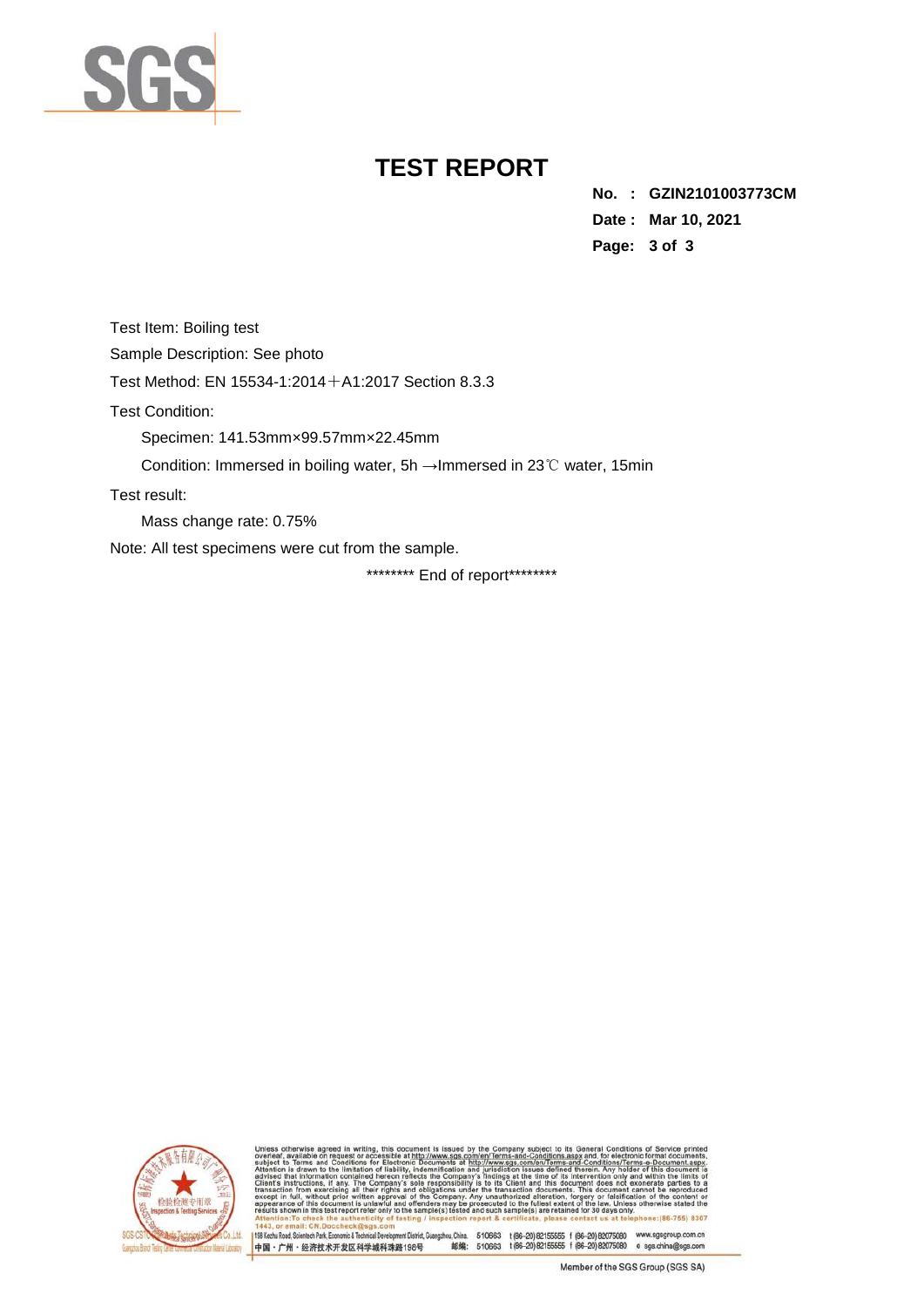# TEST REPORT

**No. : GZIN2101003773CM**

**Date : Mar 10, 2021**

Test Item: Boiling test

Sample Description: See photo

Test Method: EN 15534-1:2014＋A1:2017 Section 8.3.3

Test Condition:

Specimen: 141.53mm×99.57mm×22.45mm

Condition: Immersed in boiling water, 5h →Immersed in 23℃ water, 15min

Test result:

Mass change rate: 0.75%

Note: All test specimens were cut from the sample.

******** End of report********